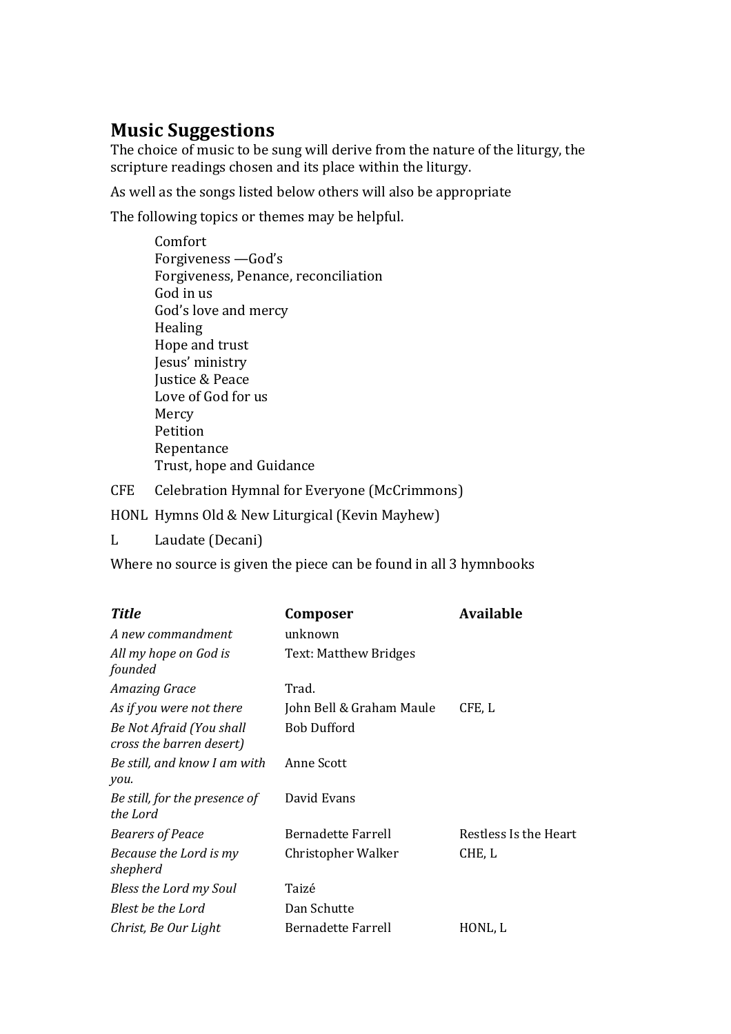## Music Suggestions

The choice of music to be sung will derive from the nature of the liturgy, the scripture readings chosen and its place within the liturgy.

As well as the songs listed below others will also be appropriate

The following topics or themes may be helpful.

- Comfort
- Forgiveness —God's
- Forgiveness, Penance, reconciliation
- God in us
- God's love and mercy
- Healing
- Hope and trust
- Jesus' ministry
- Justice & Peace
- Love of God for us
- Mercy
- Petition
- Repentance
- Trust, hope and Guidance

CFE Celebration Hymnal for Everyone (McCrimmons)

HONL Hymns Old & New Liturgical (Kevin Mayhew)

L Laudate (Decani)

Where no source is given the piece can be found in all 3 hymnbooks

| *Title* | **Composer** | **Available** |
|---|---|---|
| *A new commandment* | unknown | |
| *All my hope on God is founded* | Text: Matthew Bridges | |
| *Amazing Grace* | Trad. | |
| *As if you were not there* | John Bell & Graham Maule | CFE, L |
| *Be Not Afraid (You shall cross the barren desert)* | Bob Dufford | |
| *Be still, and know I am with you.* | Anne Scott | |
| *Be still, for the presence of the Lord* | David Evans | |
| *Bearers of Peace* | Bernadette Farrell | Restless Is the Heart |
| *Because the Lord is my shepherd* | Christopher Walker | CHE, L |
| *Bless the Lord my Soul* | Taizé | |
| *Blest be the Lord* | Dan Schutte | |
| *Christ, Be Our Light* | Bernadette Farrell | HONL, L |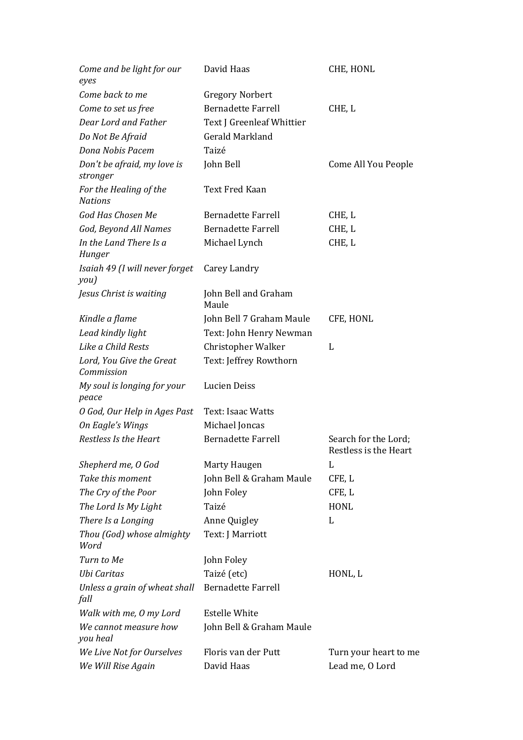| | | |
|---|---|---|
| *Come and be light for our eyes* | David Haas | CHE, HONL |
| *Come back to me* | Gregory Norbert | |
| *Come to set us free* | Bernadette Farrell | CHE, L |
| *Dear Lord and Father* | Text J Greenleaf Whittier | |
| *Do Not Be Afraid* | Gerald Markland | |
| *Dona Nobis Pacem* | Taizé | |
| *Don't be afraid, my love is stronger* | John Bell | Come All You People |
| *For the Healing of the Nations* | Text Fred Kaan | |
| *God Has Chosen Me* | Bernadette Farrell | CHE, L |
| *God, Beyond All Names* | Bernadette Farrell | CHE, L |
| *In the Land There Is a Hunger* | Michael Lynch | CHE, L |
| *Isaiah 49 (I will never forget you)* | Carey Landry | |
| *Jesus Christ is waiting* | John Bell and Graham Maule | |
| *Kindle a flame* | John Bell 7 Graham Maule | CFE, HONL |
| *Lead kindly light* | Text: John Henry Newman | |
| *Like a Child Rests* | Christopher Walker | L |
| *Lord, You Give the Great Commission* | Text: Jeffrey Rowthorn | |
| *My soul is longing for your peace* | Lucien Deiss | |
| *O God, Our Help in Ages Past* | Text: Isaac Watts | |
| *On Eagle's Wings* | Michael Joncas | |
| *Restless Is the Heart* | Bernadette Farrell | Search for the Lord; Restless is the Heart |
| *Shepherd me, O God* | Marty Haugen | L |
| *Take this moment* | John Bell & Graham Maule | CFE, L |
| *The Cry of the Poor* | John Foley | CFE, L |
| *The Lord Is My Light* | Taizé | HONL |
| *There Is a Longing* | Anne Quigley | L |
| *Thou (God) whose almighty Word* | Text: J Marriott | |
| *Turn to Me* | John Foley | |
| *Ubi Caritas* | Taizé (etc) | HONL, L |
| *Unless a grain of wheat shall fall* | Bernadette Farrell | |
| *Walk with me, O my Lord* | Estelle White | |
| *We cannot measure how you heal* | John Bell & Graham Maule | |
| *We Live Not for Ourselves* | Floris van der Putt | Turn your heart to me |
| *We Will Rise Again* | David Haas | Lead me, O Lord |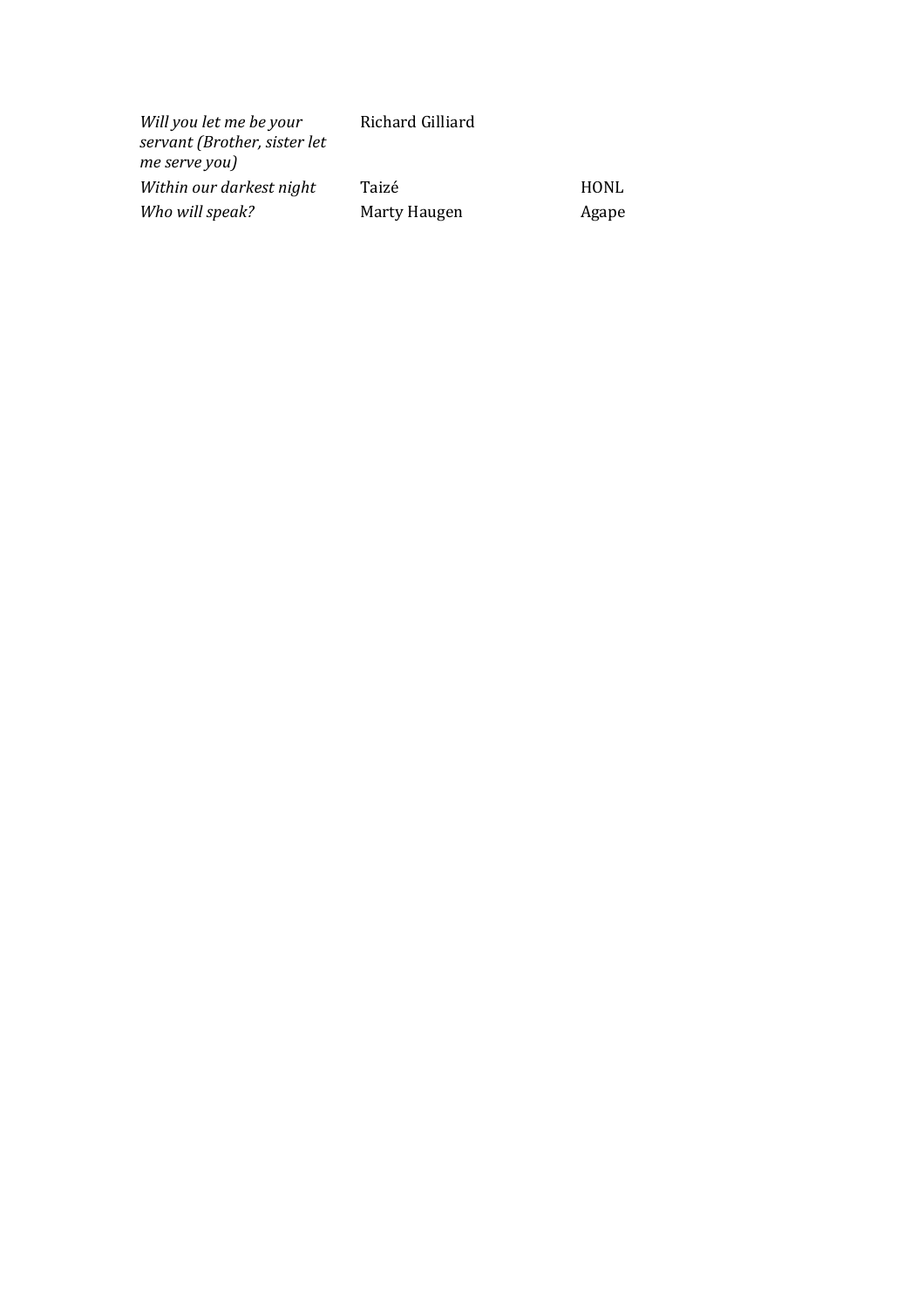| | | |
|---|---|---|
| *Will you let me be your servant (Brother, sister let me serve you)* | Richard Gilliard | |
| *Within our darkest night* | Taizé | HONL |
| *Who will speak?* | Marty Haugen | Agape |